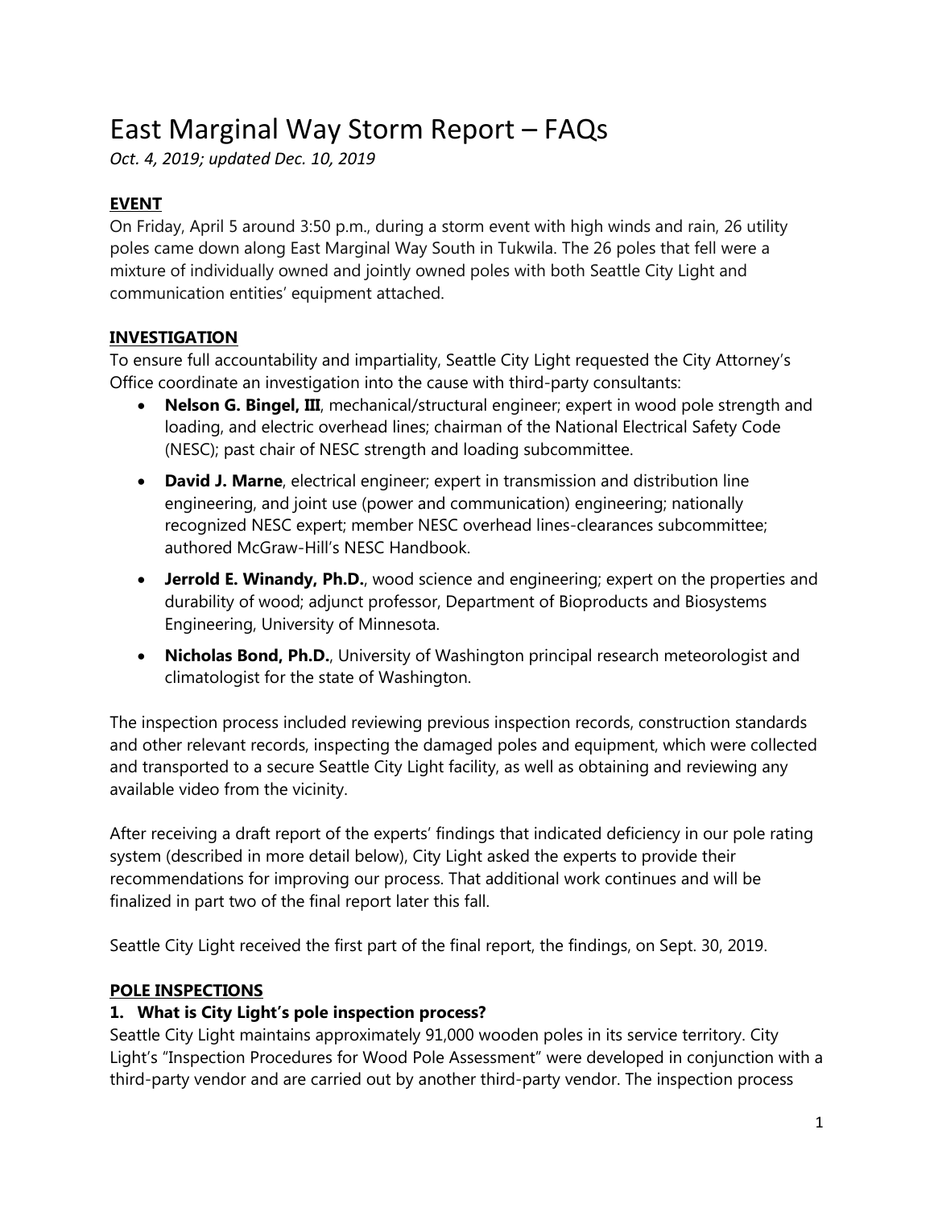# East Marginal Way Storm Report – FAQs

*Oct. 4, 2019; updated Dec. 10, 2019*

## EVENT

On Friday, April 5 around 3:50 p.m., during a storm event with high winds and rain, 26 utility poles came down along East Marginal Way South in Tukwila. The 26 poles that fell were a mixture of individually owned and jointly owned poles with both Seattle City Light and communication entities' equipment attached.

## INVESTIGATION

To ensure full accountability and impartiality, Seattle City Light requested the City Attorney's Office coordinate an investigation into the cause with third-party consultants:

- **Nelson G. Bingel, III**, mechanical/structural engineer; expert in wood pole strength and loading, and electric overhead lines; chairman of the National Electrical Safety Code (NESC); past chair of NESC strength and loading subcommittee.
- **David J. Marne**, electrical engineer; expert in transmission and distribution line engineering, and joint use (power and communication) engineering; nationally recognized NESC expert; member NESC overhead lines-clearances subcommittee; authored McGraw-Hill's NESC Handbook.
- **Jerrold E. Winandy, Ph.D.**, wood science and engineering; expert on the properties and durability of wood; adjunct professor, Department of Bioproducts and Biosystems Engineering, University of Minnesota.
- **Nicholas Bond, Ph.D.**, University of Washington principal research meteorologist and climatologist for the state of Washington.

The inspection process included reviewing previous inspection records, construction standards and other relevant records, inspecting the damaged poles and equipment, which were collected and transported to a secure Seattle City Light facility, as well as obtaining and reviewing any available video from the vicinity.

After receiving a draft report of the experts' findings that indicated deficiency in our pole rating system (described in more detail below), City Light asked the experts to provide their recommendations for improving our process. That additional work continues and will be finalized in part two of the final report later this fall.

Seattle City Light received the first part of the final report, the findings, on Sept. 30, 2019.

## POLE INSPECTIONS

### 1. What is City Light's pole inspection process?

Seattle City Light maintains approximately 91,000 wooden poles in its service territory. City Light's "Inspection Procedures for Wood Pole Assessment" were developed in conjunction with a third-party vendor and are carried out by another third-party vendor. The inspection process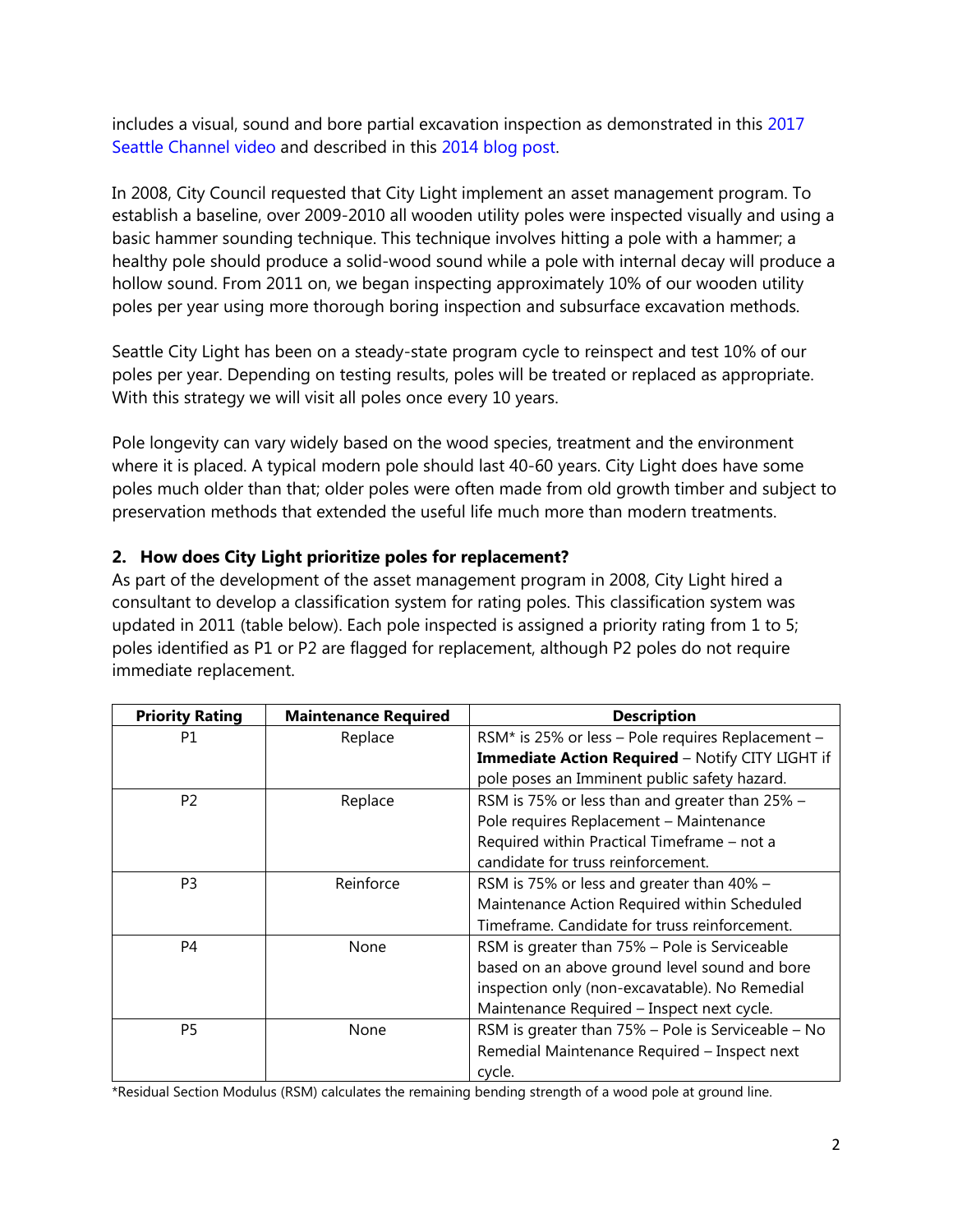includes a visual, sound and bore partial excavation inspection as demonstrated in this 2017 Seattle Channel video and described in this 2014 blog post.

In 2008, City Council requested that City Light implement an asset management program. To establish a baseline, over 2009-2010 all wooden utility poles were inspected visually and using a basic hammer sounding technique. This technique involves hitting a pole with a hammer; a healthy pole should produce a solid-wood sound while a pole with internal decay will produce a hollow sound. From 2011 on, we began inspecting approximately 10% of our wooden utility poles per year using more thorough boring inspection and subsurface excavation methods.

Seattle City Light has been on a steady-state program cycle to reinspect and test 10% of our poles per year. Depending on testing results, poles will be treated or replaced as appropriate. With this strategy we will visit all poles once every 10 years.

Pole longevity can vary widely based on the wood species, treatment and the environment where it is placed. A typical modern pole should last 40-60 years. City Light does have some poles much older than that; older poles were often made from old growth timber and subject to preservation methods that extended the useful life much more than modern treatments.

### 2. How does City Light prioritize poles for replacement?

As part of the development of the asset management program in 2008, City Light hired a consultant to develop a classification system for rating poles. This classification system was updated in 2011 (table below). Each pole inspected is assigned a priority rating from 1 to 5; poles identified as P1 or P2 are flagged for replacement, although P2 poles do not require immediate replacement.

| Priority Rating | Maintenance Required | Description |
|---|---|---|
| P1 | Replace | RSM* is 25% or less – Pole requires Replacement – **Immediate Action Required** – Notify CITY LIGHT if pole poses an Imminent public safety hazard. |
| P2 | Replace | RSM is 75% or less than and greater than 25% – Pole requires Replacement – Maintenance Required within Practical Timeframe – not a candidate for truss reinforcement. |
| P3 | Reinforce | RSM is 75% or less and greater than 40% – Maintenance Action Required within Scheduled Timeframe. Candidate for truss reinforcement. |
| P4 | None | RSM is greater than 75% – Pole is Serviceable based on an above ground level sound and bore inspection only (non-excavatable). No Remedial Maintenance Required – Inspect next cycle. |
| P5 | None | RSM is greater than 75% – Pole is Serviceable – No Remedial Maintenance Required – Inspect next cycle. |

*Residual Section Modulus (RSM) calculates the remaining bending strength of a wood pole at ground line.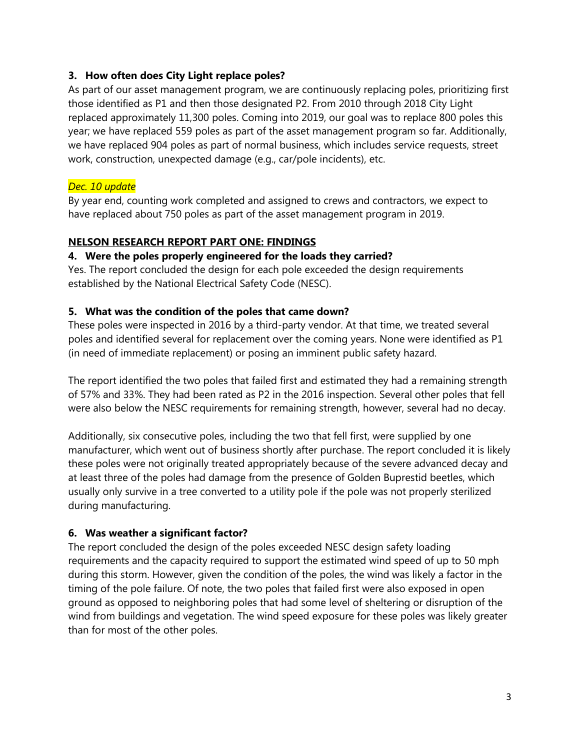### 3. How often does City Light replace poles?

As part of our asset management program, we are continuously replacing poles, prioritizing first those identified as P1 and then those designated P2. From 2010 through 2018 City Light replaced approximately 11,300 poles. Coming into 2019, our goal was to replace 800 poles this year; we have replaced 559 poles as part of the asset management program so far. Additionally, we have replaced 904 poles as part of normal business, which includes service requests, street work, construction, unexpected damage (e.g., car/pole incidents), etc.

*Dec. 10 update*

By year end, counting work completed and assigned to crews and contractors, we expect to have replaced about 750 poles as part of the asset management program in 2019.

## NELSON RESEARCH REPORT PART ONE: FINDINGS

### 4. Were the poles properly engineered for the loads they carried?

Yes. The report concluded the design for each pole exceeded the design requirements established by the National Electrical Safety Code (NESC).

### 5. What was the condition of the poles that came down?

These poles were inspected in 2016 by a third-party vendor. At that time, we treated several poles and identified several for replacement over the coming years. None were identified as P1 (in need of immediate replacement) or posing an imminent public safety hazard.

The report identified the two poles that failed first and estimated they had a remaining strength of 57% and 33%. They had been rated as P2 in the 2016 inspection. Several other poles that fell were also below the NESC requirements for remaining strength, however, several had no decay.

Additionally, six consecutive poles, including the two that fell first, were supplied by one manufacturer, which went out of business shortly after purchase. The report concluded it is likely these poles were not originally treated appropriately because of the severe advanced decay and at least three of the poles had damage from the presence of Golden Buprestid beetles, which usually only survive in a tree converted to a utility pole if the pole was not properly sterilized during manufacturing.

### 6. Was weather a significant factor?

The report concluded the design of the poles exceeded NESC design safety loading requirements and the capacity required to support the estimated wind speed of up to 50 mph during this storm. However, given the condition of the poles, the wind was likely a factor in the timing of the pole failure. Of note, the two poles that failed first were also exposed in open ground as opposed to neighboring poles that had some level of sheltering or disruption of the wind from buildings and vegetation. The wind speed exposure for these poles was likely greater than for most of the other poles.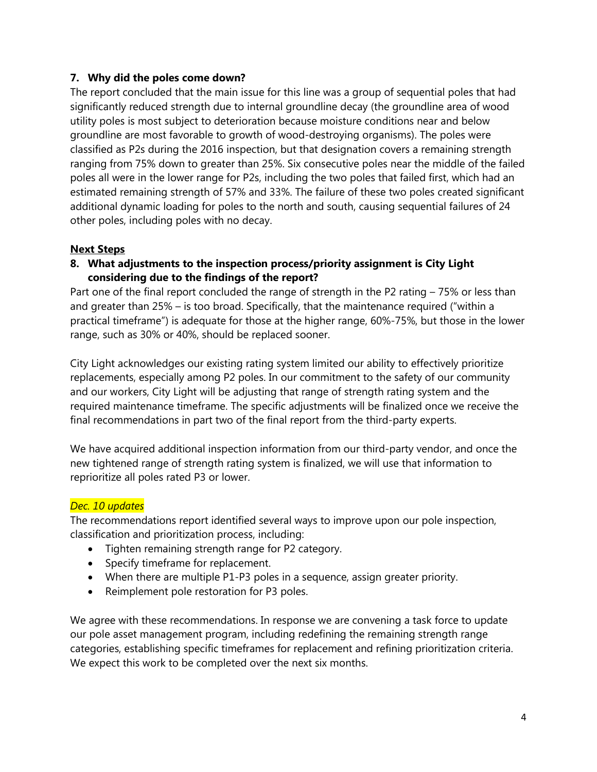**7. Why did the poles come down?**

The report concluded that the main issue for this line was a group of sequential poles that had significantly reduced strength due to internal groundline decay (the groundline area of wood utility poles is most subject to deterioration because moisture conditions near and below groundline are most favorable to growth of wood-destroying organisms). The poles were classified as P2s during the 2016 inspection, but that designation covers a remaining strength ranging from 75% down to greater than 25%. Six consecutive poles near the middle of the failed poles all were in the lower range for P2s, including the two poles that failed first, which had an estimated remaining strength of 57% and 33%. The failure of these two poles created significant additional dynamic loading for poles to the north and south, causing sequential failures of 24 other poles, including poles with no decay.

## Next Steps

**8. What adjustments to the inspection process/priority assignment is City Light considering due to the findings of the report?**

Part one of the final report concluded the range of strength in the P2 rating – 75% or less than and greater than 25% – is too broad. Specifically, that the maintenance required ("within a practical timeframe") is adequate for those at the higher range, 60%-75%, but those in the lower range, such as 30% or 40%, should be replaced sooner.

City Light acknowledges our existing rating system limited our ability to effectively prioritize replacements, especially among P2 poles. In our commitment to the safety of our community and our workers, City Light will be adjusting that range of strength rating system and the required maintenance timeframe. The specific adjustments will be finalized once we receive the final recommendations in part two of the final report from the third-party experts.

We have acquired additional inspection information from our third-party vendor, and once the new tightened range of strength rating system is finalized, we will use that information to reprioritize all poles rated P3 or lower.

*Dec. 10 updates*

The recommendations report identified several ways to improve upon our pole inspection, classification and prioritization process, including:

- Tighten remaining strength range for P2 category.
- Specify timeframe for replacement.
- When there are multiple P1-P3 poles in a sequence, assign greater priority.
- Reimplement pole restoration for P3 poles.

We agree with these recommendations. In response we are convening a task force to update our pole asset management program, including redefining the remaining strength range categories, establishing specific timeframes for replacement and refining prioritization criteria. We expect this work to be completed over the next six months.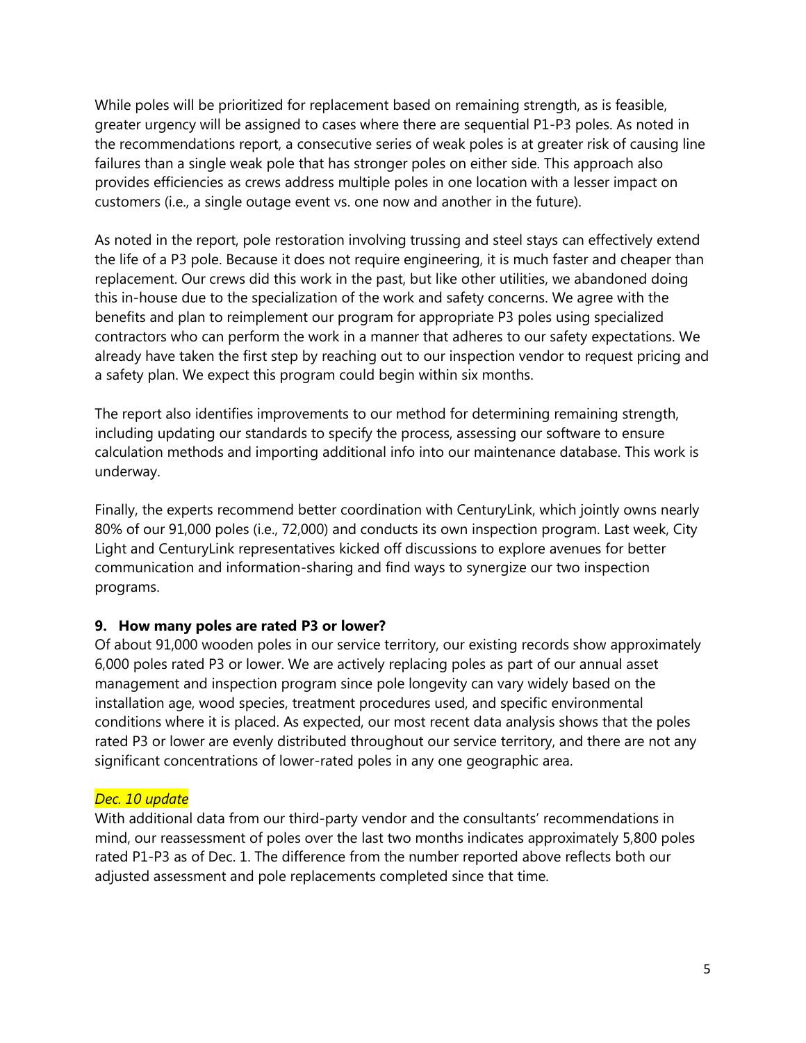While poles will be prioritized for replacement based on remaining strength, as is feasible, greater urgency will be assigned to cases where there are sequential P1-P3 poles. As noted in the recommendations report, a consecutive series of weak poles is at greater risk of causing line failures than a single weak pole that has stronger poles on either side. This approach also provides efficiencies as crews address multiple poles in one location with a lesser impact on customers (i.e., a single outage event vs. one now and another in the future).

As noted in the report, pole restoration involving trussing and steel stays can effectively extend the life of a P3 pole. Because it does not require engineering, it is much faster and cheaper than replacement. Our crews did this work in the past, but like other utilities, we abandoned doing this in-house due to the specialization of the work and safety concerns. We agree with the benefits and plan to reimplement our program for appropriate P3 poles using specialized contractors who can perform the work in a manner that adheres to our safety expectations. We already have taken the first step by reaching out to our inspection vendor to request pricing and a safety plan. We expect this program could begin within six months.

The report also identifies improvements to our method for determining remaining strength, including updating our standards to specify the process, assessing our software to ensure calculation methods and importing additional info into our maintenance database. This work is underway.

Finally, the experts recommend better coordination with CenturyLink, which jointly owns nearly 80% of our 91,000 poles (i.e., 72,000) and conducts its own inspection program. Last week, City Light and CenturyLink representatives kicked off discussions to explore avenues for better communication and information-sharing and find ways to synergize our two inspection programs.

**9. How many poles are rated P3 or lower?**

Of about 91,000 wooden poles in our service territory, our existing records show approximately 6,000 poles rated P3 or lower. We are actively replacing poles as part of our annual asset management and inspection program since pole longevity can vary widely based on the installation age, wood species, treatment procedures used, and specific environmental conditions where it is placed. As expected, our most recent data analysis shows that the poles rated P3 or lower are evenly distributed throughout our service territory, and there are not any significant concentrations of lower-rated poles in any one geographic area.

*Dec. 10 update*

With additional data from our third-party vendor and the consultants' recommendations in mind, our reassessment of poles over the last two months indicates approximately 5,800 poles rated P1-P3 as of Dec. 1. The difference from the number reported above reflects both our adjusted assessment and pole replacements completed since that time.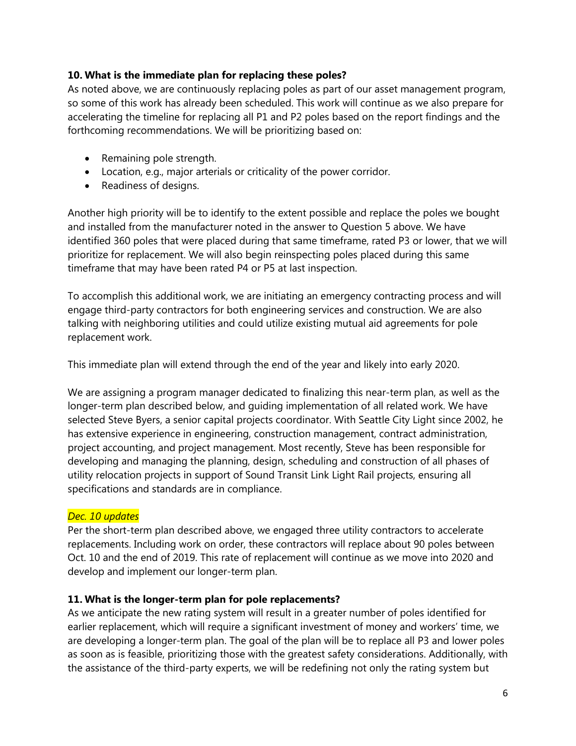**10. What is the immediate plan for replacing these poles?**

As noted above, we are continuously replacing poles as part of our asset management program, so some of this work has already been scheduled. This work will continue as we also prepare for accelerating the timeline for replacing all P1 and P2 poles based on the report findings and the forthcoming recommendations. We will be prioritizing based on:

- Remaining pole strength.
- Location, e.g., major arterials or criticality of the power corridor.
- Readiness of designs.

Another high priority will be to identify to the extent possible and replace the poles we bought and installed from the manufacturer noted in the answer to Question 5 above. We have identified 360 poles that were placed during that same timeframe, rated P3 or lower, that we will prioritize for replacement. We will also begin reinspecting poles placed during this same timeframe that may have been rated P4 or P5 at last inspection.

To accomplish this additional work, we are initiating an emergency contracting process and will engage third-party contractors for both engineering services and construction. We are also talking with neighboring utilities and could utilize existing mutual aid agreements for pole replacement work.

This immediate plan will extend through the end of the year and likely into early 2020.

We are assigning a program manager dedicated to finalizing this near-term plan, as well as the longer-term plan described below, and guiding implementation of all related work. We have selected Steve Byers, a senior capital projects coordinator. With Seattle City Light since 2002, he has extensive experience in engineering, construction management, contract administration, project accounting, and project management. Most recently, Steve has been responsible for developing and managing the planning, design, scheduling and construction of all phases of utility relocation projects in support of Sound Transit Link Light Rail projects, ensuring all specifications and standards are in compliance.

*Dec. 10 updates*

Per the short-term plan described above, we engaged three utility contractors to accelerate replacements. Including work on order, these contractors will replace about 90 poles between Oct. 10 and the end of 2019. This rate of replacement will continue as we move into 2020 and develop and implement our longer-term plan.

**11. What is the longer-term plan for pole replacements?**

As we anticipate the new rating system will result in a greater number of poles identified for earlier replacement, which will require a significant investment of money and workers' time, we are developing a longer-term plan. The goal of the plan will be to replace all P3 and lower poles as soon as is feasible, prioritizing those with the greatest safety considerations. Additionally, with the assistance of the third-party experts, we will be redefining not only the rating system but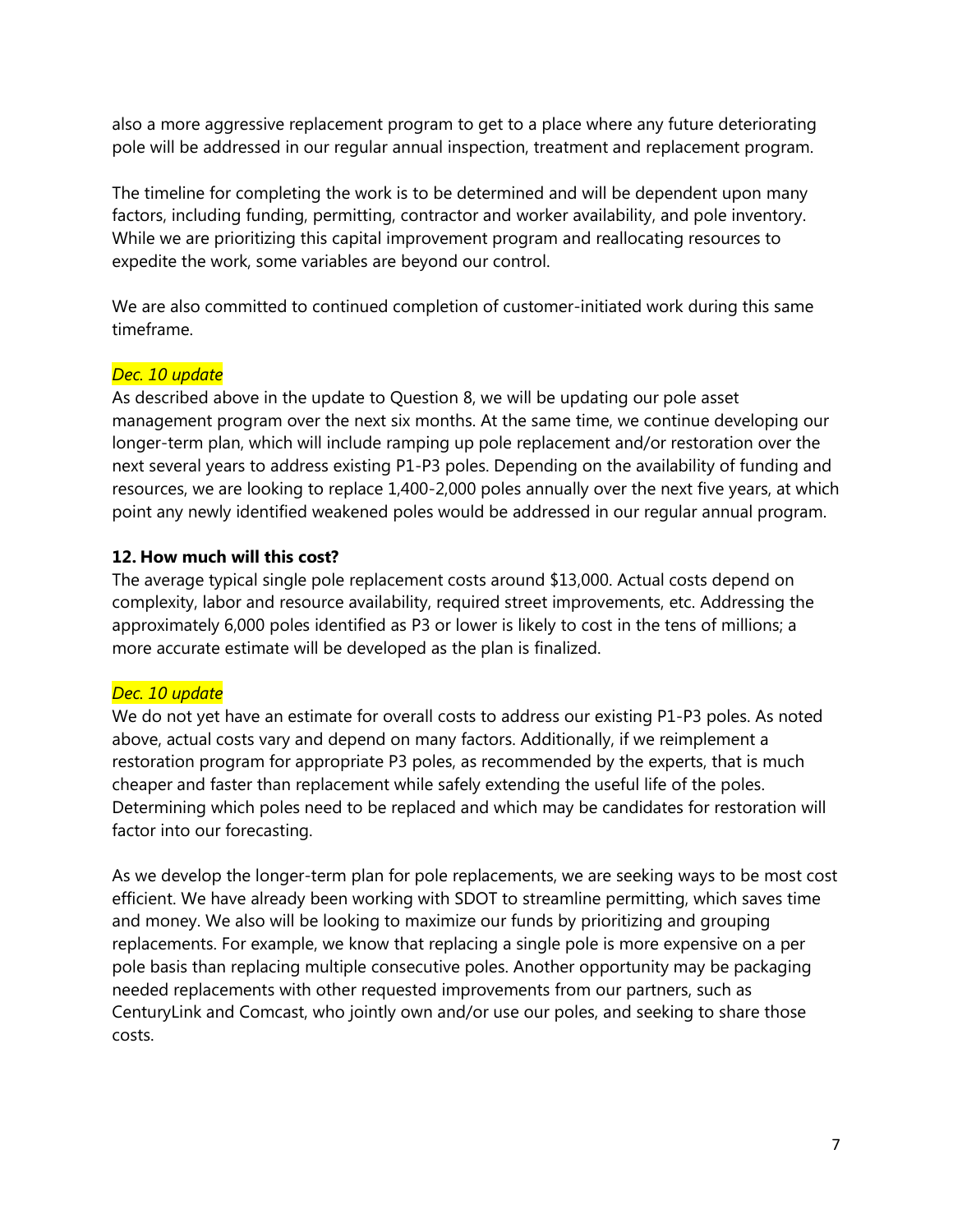also a more aggressive replacement program to get to a place where any future deteriorating pole will be addressed in our regular annual inspection, treatment and replacement program.

The timeline for completing the work is to be determined and will be dependent upon many factors, including funding, permitting, contractor and worker availability, and pole inventory. While we are prioritizing this capital improvement program and reallocating resources to expedite the work, some variables are beyond our control.

We are also committed to continued completion of customer-initiated work during this same timeframe.

*Dec. 10 update*

As described above in the update to Question 8, we will be updating our pole asset management program over the next six months. At the same time, we continue developing our longer-term plan, which will include ramping up pole replacement and/or restoration over the next several years to address existing P1-P3 poles. Depending on the availability of funding and resources, we are looking to replace 1,400-2,000 poles annually over the next five years, at which point any newly identified weakened poles would be addressed in our regular annual program.

**12. How much will this cost?**

The average typical single pole replacement costs around $13,000. Actual costs depend on complexity, labor and resource availability, required street improvements, etc. Addressing the approximately 6,000 poles identified as P3 or lower is likely to cost in the tens of millions; a more accurate estimate will be developed as the plan is finalized.

*Dec. 10 update*

We do not yet have an estimate for overall costs to address our existing P1-P3 poles. As noted above, actual costs vary and depend on many factors. Additionally, if we reimplement a restoration program for appropriate P3 poles, as recommended by the experts, that is much cheaper and faster than replacement while safely extending the useful life of the poles. Determining which poles need to be replaced and which may be candidates for restoration will factor into our forecasting.

As we develop the longer-term plan for pole replacements, we are seeking ways to be most cost efficient. We have already been working with SDOT to streamline permitting, which saves time and money. We also will be looking to maximize our funds by prioritizing and grouping replacements. For example, we know that replacing a single pole is more expensive on a per pole basis than replacing multiple consecutive poles. Another opportunity may be packaging needed replacements with other requested improvements from our partners, such as CenturyLink and Comcast, who jointly own and/or use our poles, and seeking to share those costs.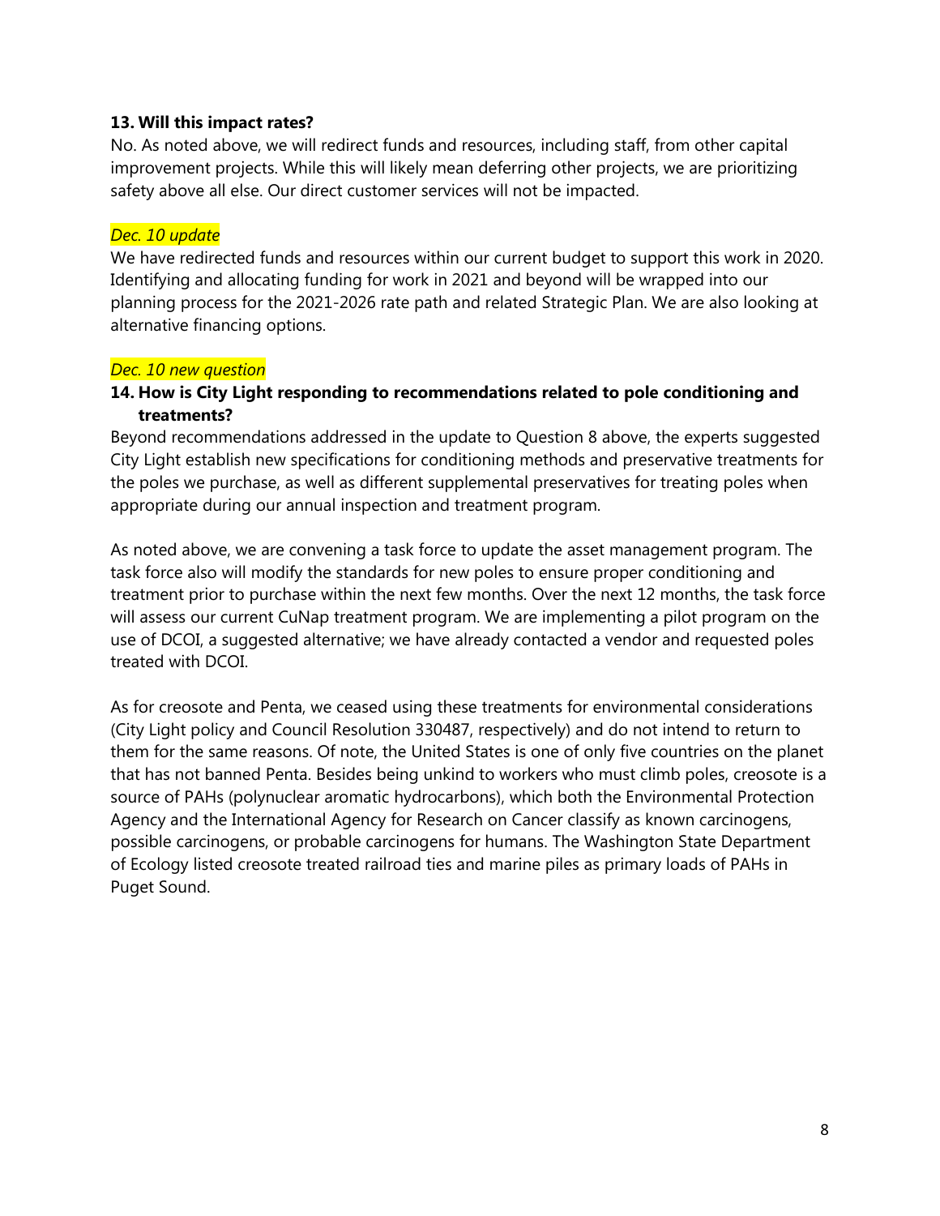**13. Will this impact rates?**

No. As noted above, we will redirect funds and resources, including staff, from other capital improvement projects. While this will likely mean deferring other projects, we are prioritizing safety above all else. Our direct customer services will not be impacted.

*Dec. 10 update*

We have redirected funds and resources within our current budget to support this work in 2020. Identifying and allocating funding for work in 2021 and beyond will be wrapped into our planning process for the 2021-2026 rate path and related Strategic Plan. We are also looking at alternative financing options.

*Dec. 10 new question*

**14. How is City Light responding to recommendations related to pole conditioning and treatments?**

Beyond recommendations addressed in the update to Question 8 above, the experts suggested City Light establish new specifications for conditioning methods and preservative treatments for the poles we purchase, as well as different supplemental preservatives for treating poles when appropriate during our annual inspection and treatment program.

As noted above, we are convening a task force to update the asset management program. The task force also will modify the standards for new poles to ensure proper conditioning and treatment prior to purchase within the next few months. Over the next 12 months, the task force will assess our current CuNap treatment program. We are implementing a pilot program on the use of DCOI, a suggested alternative; we have already contacted a vendor and requested poles treated with DCOI.

As for creosote and Penta, we ceased using these treatments for environmental considerations (City Light policy and Council Resolution 330487, respectively) and do not intend to return to them for the same reasons. Of note, the United States is one of only five countries on the planet that has not banned Penta. Besides being unkind to workers who must climb poles, creosote is a source of PAHs (polynuclear aromatic hydrocarbons), which both the Environmental Protection Agency and the International Agency for Research on Cancer classify as known carcinogens, possible carcinogens, or probable carcinogens for humans. The Washington State Department of Ecology listed creosote treated railroad ties and marine piles as primary loads of PAHs in Puget Sound.